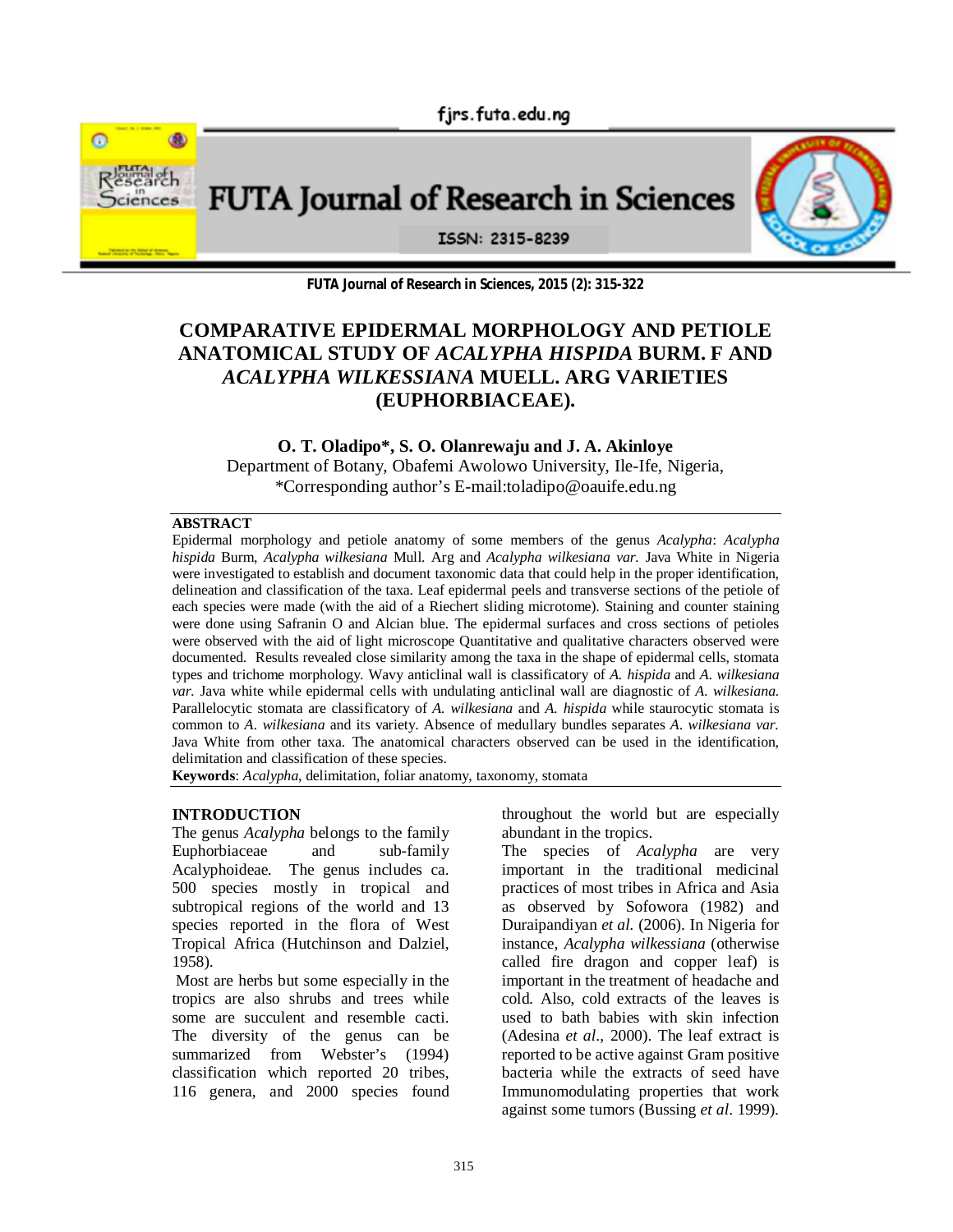# COMPARATIVE EPIDERMAL MORPHOLOGY AND PETIOLE ANATOMICAL STUDY OF *ACALYPHA HISPIDA* BURM. F AND *ACALYPHA WILKESSIANA* MUELL. ARG VARIETIES (EUPHORBIACEAE).

**O. T. Oladipo*, S. O. Olanrewaju and J. A. Akinloye**

Department of Botany, Obafemi Awolowo University, Ile-Ife, Nigeria,

*Corresponding author's E-mail:toladipo@oauife.edu.ng

## ABSTRACT

Epidermal morphology and petiole anatomy of some members of the genus *Acalypha*: *Acalypha hispida* Burm, *Acalypha wilkesiana* Mull. Arg and *Acalypha wilkesiana var.* Java White in Nigeria were investigated to establish and document taxonomic data that could help in the proper identification, delineation and classification of the taxa. Leaf epidermal peels and transverse sections of the petiole of each species were made (with the aid of a Riechert sliding microtome). Staining and counter staining were done using Safranin O and Alcian blue. The epidermal surfaces and cross sections of petioles were observed with the aid of light microscope Quantitative and qualitative characters observed were documented. Results revealed close similarity among the taxa in the shape of epidermal cells, stomata types and trichome morphology. Wavy anticlinal wall is classificatory of *A. hispida* and *A. wilkesiana var.* Java white while epidermal cells with undulating anticlinal wall are diagnostic of *A. wilkesiana.* Parallelocytic stomata are classificatory of *A. wilkesiana* and *A. hispida* while staurocytic stomata is common to *A. wilkesiana* and its variety. Absence of medullary bundles separates *A. wilkesiana var.* Java White from other taxa. The anatomical characters observed can be used in the identification, delimitation and classification of these species.

**Keywords**: *Acalypha*, delimitation, foliar anatomy, taxonomy, stomata

## INTRODUCTION

The genus *Acalypha* belongs to the family Euphorbiaceae and sub-family Acalyphoideae. The genus includes ca. 500 species mostly in tropical and subtropical regions of the world and 13 species reported in the flora of West Tropical Africa (Hutchinson and Dalziel, 1958).

Most are herbs but some especially in the tropics are also shrubs and trees while some are succulent and resemble cacti. The diversity of the genus can be summarized from Webster's (1994) classification which reported 20 tribes, 116 genera, and 2000 species found throughout the world but are especially abundant in the tropics.

The species of *Acalypha* are very important in the traditional medicinal practices of most tribes in Africa and Asia as observed by Sofowora (1982) and Duraipandiyan *et al.* (2006). In Nigeria for instance, *Acalypha wilkessiana* (otherwise called fire dragon and copper leaf) is important in the treatment of headache and cold. Also, cold extracts of the leaves is used to bath babies with skin infection (Adesina *et al*., 2000). The leaf extract is reported to be active against Gram positive bacteria while the extracts of seed have Immunomodulating properties that work against some tumors (Bussing *et al*. 1999).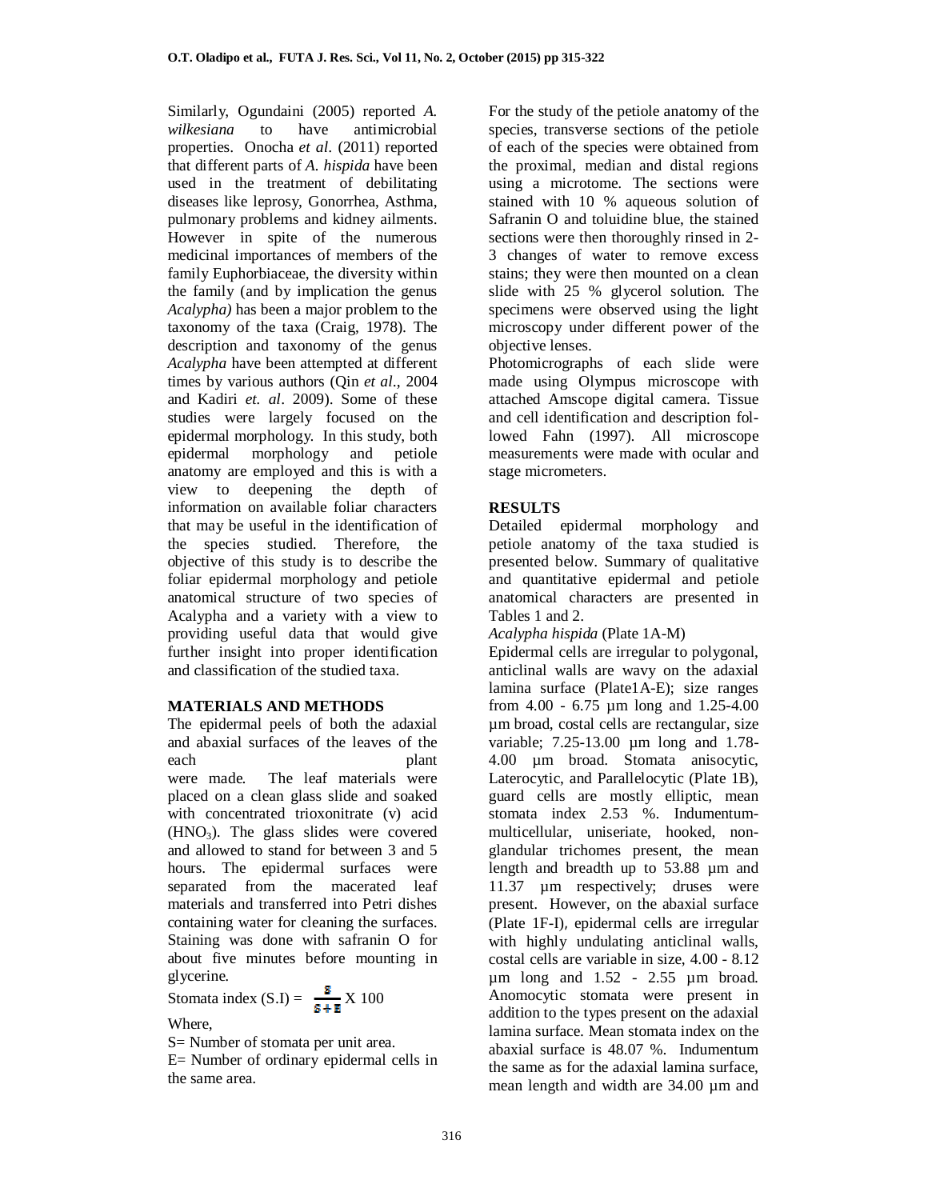Similarly, Ogundaini (2005) reported *A. wilkesiana* to have antimicrobial properties. Onocha *et al*. (2011) reported that different parts of *A. hispida* have been used in the treatment of debilitating diseases like leprosy, Gonorrhea, Asthma, pulmonary problems and kidney ailments. However in spite of the numerous medicinal importances of members of the family Euphorbiaceae, the diversity within the family (and by implication the genus *Acalypha)* has been a major problem to the taxonomy of the taxa (Craig, 1978). The description and taxonomy of the genus *Acalypha* have been attempted at different times by various authors (Qin *et al*., 2004 and Kadiri *et. al*. 2009). Some of these studies were largely focused on the epidermal morphology. In this study, both epidermal morphology and petiole anatomy are employed and this is with a view to deepening the depth of information on available foliar characters that may be useful in the identification of the species studied. Therefore, the objective of this study is to describe the foliar epidermal morphology and petiole anatomical structure of two species of Acalypha and a variety with a view to providing useful data that would give further insight into proper identification and classification of the studied taxa.

## MATERIALS AND METHODS

The epidermal peels of both the adaxial and abaxial surfaces of the leaves of the each plant were made. The leaf materials were placed on a clean glass slide and soaked with concentrated trioxonitrate (v) acid ($HNO_3$). The glass slides were covered and allowed to stand for between 3 and 5 hours. The epidermal surfaces were separated from the macerated leaf materials and transferred into Petri dishes containing water for cleaning the surfaces. Staining was done with safranin O for about five minutes before mounting in glycerine.

Stomata index (S.I) = $\frac{S}{S + E} \times 100$

Where,

S= Number of stomata per unit area.

E= Number of ordinary epidermal cells in the same area.

For the study of the petiole anatomy of the species, transverse sections of the petiole of each of the species were obtained from the proximal, median and distal regions using a microtome. The sections were stained with 10 % aqueous solution of Safranin O and toluidine blue, the stained sections were then thoroughly rinsed in 2-3 changes of water to remove excess stains; they were then mounted on a clean slide with 25 % glycerol solution. The specimens were observed using the light microscopy under different power of the objective lenses.

Photomicrographs of each slide were made using Olympus microscope with attached Amscope digital camera. Tissue and cell identification and description followed Fahn (1997). All microscope measurements were made with ocular and stage micrometers.

## RESULTS

Detailed epidermal morphology and petiole anatomy of the taxa studied is presented below. Summary of qualitative and quantitative epidermal and petiole anatomical characters are presented in Tables 1 and 2.

*Acalypha hispida* (Plate 1A-M)

Epidermal cells are irregular to polygonal, anticlinal walls are wavy on the adaxial lamina surface (Plate1A-E); size ranges from 4.00 - 6.75 µm long and 1.25-4.00 µm broad, costal cells are rectangular, size variable; 7.25-13.00 µm long and 1.78-4.00 µm broad. Stomata anisocytic, Laterocytic, and Parallelocytic (Plate 1B), guard cells are mostly elliptic, mean stomata index 2.53 %. Indumentum-multicellular, uniseriate, hooked, non-glandular trichomes present, the mean length and breadth up to 53.88 µm and 11.37 µm respectively; druses were present. However, on the abaxial surface (Plate 1F-I), epidermal cells are irregular with highly undulating anticlinal walls, costal cells are variable in size, 4.00 - 8.12 µm long and 1.52 - 2.55 µm broad. Anomocytic stomata were present in addition to the types present on the adaxial lamina surface. Mean stomata index on the abaxial surface is 48.07 %. Indumentum the same as for the adaxial lamina surface, mean length and width are 34.00 µm and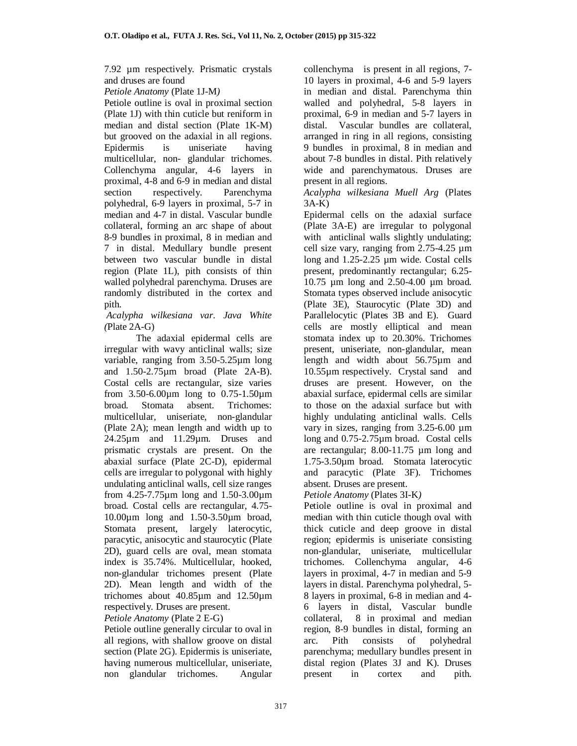7.92 µm respectively. Prismatic crystals and druses are found

*Petiole Anatomy* (Plate 1J-M*)*

Petiole outline is oval in proximal section (Plate 1J) with thin cuticle but reniform in median and distal section (Plate 1K-M) but grooved on the adaxial in all regions. Epidermis is uniseriate having multicellular, non- glandular trichomes. Collenchyma angular, 4-6 layers in proximal, 4-8 and 6-9 in median and distal section respectively. Parenchyma polyhedral, 6-9 layers in proximal, 5-7 in median and 4-7 in distal. Vascular bundle collateral, forming an arc shape of about 8-9 bundles in proximal, 8 in median and 7 in distal. Medullary bundle present between two vascular bundle in distal region (Plate 1L), pith consists of thin walled polyhedral parenchyma. Druses are randomly distributed in the cortex and pith.

*Acalypha wilkesiana var. Java White (*Plate 2A-G)

The adaxial epidermal cells are irregular with wavy anticlinal walls; size variable, ranging from 3.50-5.25µm long and 1.50-2.75µm broad (Plate 2A-B). Costal cells are rectangular, size varies from 3.50-6.00µm long to 0.75-1.50µm broad. Stomata absent. Trichomes: multicellular, uniseriate, non-glandular (Plate 2A); mean length and width up to 24.25µm and 11.29µm. Druses and prismatic crystals are present. On the abaxial surface (Plate 2C-D), epidermal cells are irregular to polygonal with highly undulating anticlinal walls, cell size ranges from 4.25-7.75µm long and 1.50-3.00µm broad. Costal cells are rectangular, 4.75-10.00µm long and 1.50-3.50µm broad, Stomata present, largely laterocytic, paracytic, anisocytic and staurocytic (Plate 2D), guard cells are oval, mean stomata index is 35.74%. Multicellular, hooked, non-glandular trichomes present (Plate 2D). Mean length and width of the trichomes about 40.85µm and 12.50µm respectively. Druses are present.

*Petiole Anatomy* (Plate 2 E-G)

Petiole outline generally circular to oval in all regions, with shallow groove on distal section (Plate 2G). Epidermis is uniseriate, having numerous multicellular, uniseriate, non glandular trichomes. Angular collenchyma is present in all regions, 7-10 layers in proximal, 4-6 and 5-9 layers in median and distal. Parenchyma thin walled and polyhedral, 5-8 layers in proximal, 6-9 in median and 5-7 layers in distal. Vascular bundles are collateral, arranged in ring in all regions, consisting 9 bundles in proximal, 8 in median and about 7-8 bundles in distal. Pith relatively wide and parenchymatous. Druses are present in all regions.

*Acalypha wilkesiana Muell Arg* (Plates 3A-K)

Epidermal cells on the adaxial surface (Plate 3A-E) are irregular to polygonal with anticlinal walls slightly undulating; cell size vary, ranging from 2.75-4.25 µm long and 1.25-2.25 µm wide. Costal cells present, predominantly rectangular; 6.25-10.75 µm long and 2.50-4.00 µm broad. Stomata types observed include anisocytic (Plate 3E), Staurocytic (Plate 3D) and Parallelocytic (Plates 3B and E). Guard cells are mostly elliptical and mean stomata index up to 20.30%. Trichomes present, uniseriate, non-glandular, mean length and width about 56.75µm and 10.55µm respectively. Crystal sand and druses are present. However, on the abaxial surface, epidermal cells are similar to those on the adaxial surface but with highly undulating anticlinal walls. Cells vary in sizes, ranging from 3.25-6.00 µm long and 0.75-2.75µm broad. Costal cells are rectangular; 8.00-11.75 µm long and 1.75-3.50µm broad. Stomata laterocytic and paracytic (Plate 3F). Trichomes absent. Druses are present.

*Petiole Anatomy* (Plates 3I-K*)*

Petiole outline is oval in proximal and median with thin cuticle though oval with thick cuticle and deep groove in distal region; epidermis is uniseriate consisting non-glandular, uniseriate, multicellular trichomes. Collenchyma angular, 4-6 layers in proximal, 4-7 in median and 5-9 layers in distal. Parenchyma polyhedral, 5-8 layers in proximal, 6-8 in median and 4-6 layers in distal, Vascular bundle collateral, 8 in proximal and median region, 8-9 bundles in distal, forming an arc. Pith consists of polyhedral parenchyma; medullary bundles present in distal region (Plates 3J and K). Druses present in cortex and pith.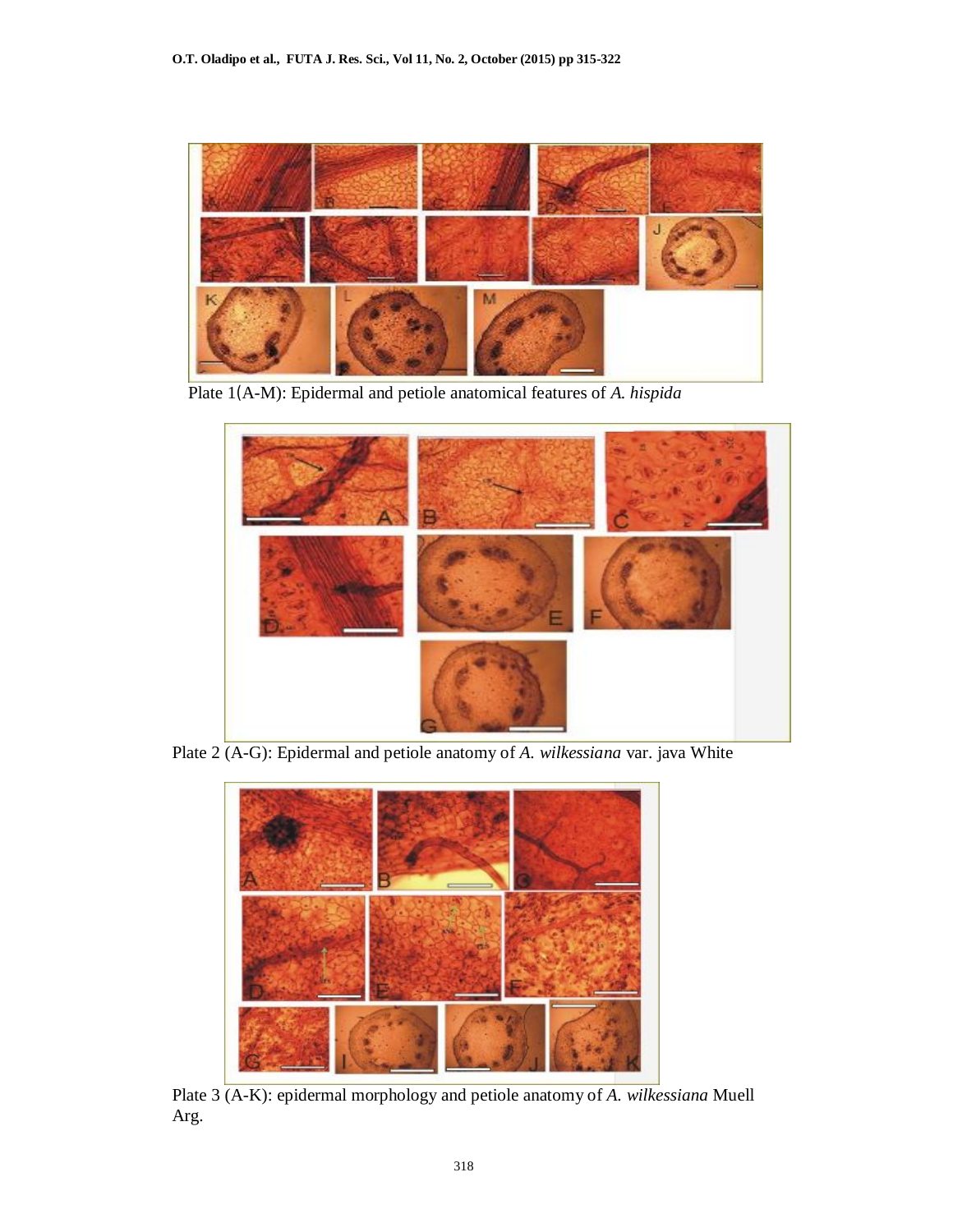Plate 1(A-M): Epidermal and petiole anatomical features of *A. hispida*

Plate 2 (A-G): Epidermal and petiole anatomy of *A. wilkessiana* var. java White

Plate 3 (A-K): epidermal morphology and petiole anatomy of *A. wilkessiana* Muell Arg.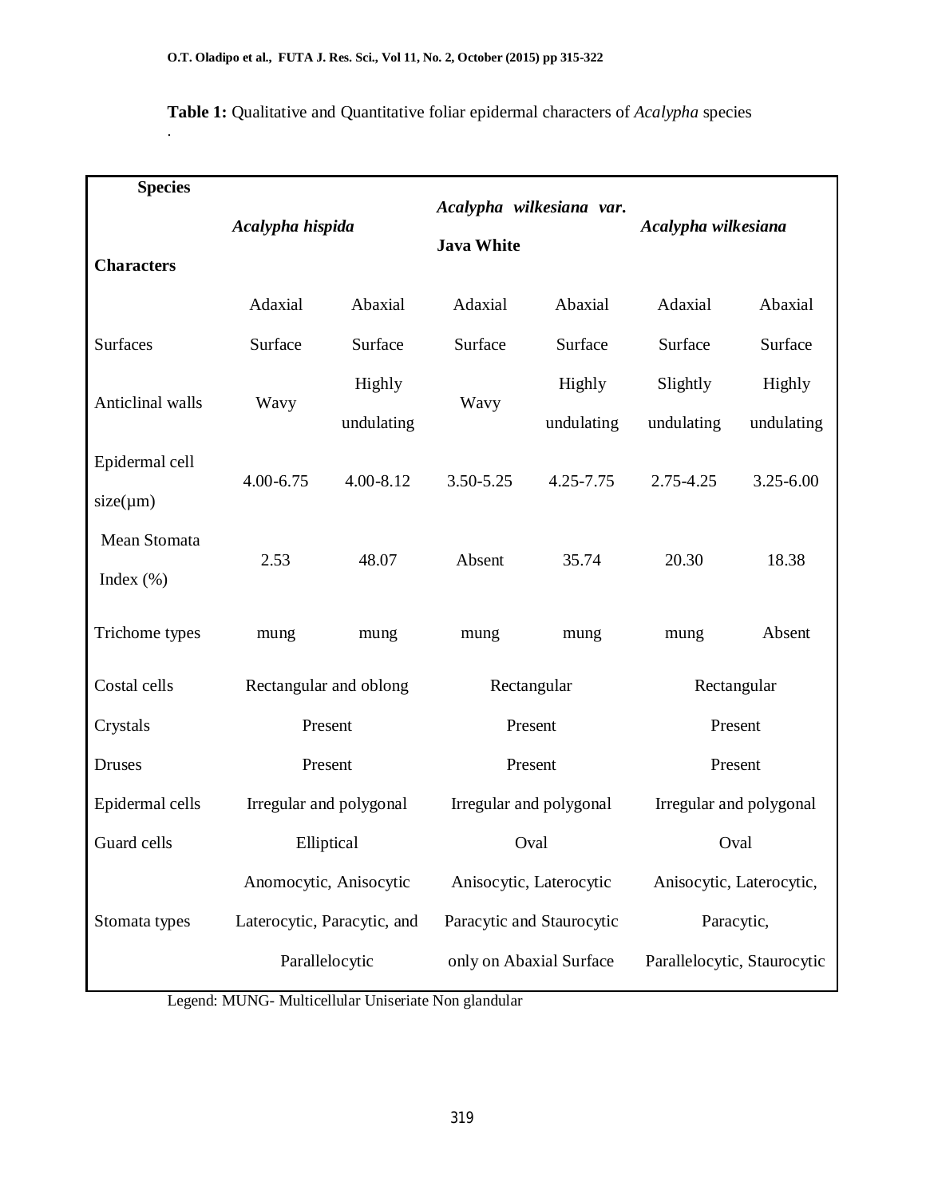**Table 1:** Qualitative and Quantitative foliar epidermal characters of *Acalypha* species

.

| Species / Characters | *Acalypha hispida* | | *Acalypha wilkesiana var.* **Java White** | | *Acalypha wilkesiana* | |
|---|---|---|---|---|---|---|
| Surfaces | Adaxial Surface | Abaxial Surface | Adaxial Surface | Abaxial Surface | Adaxial Surface | Abaxial Surface |
| Anticlinal walls | Wavy | Highly undulating | Wavy | Highly undulating | Slightly undulating | Highly undulating |
| Epidermal cell size(µm) | 4.00-6.75 | 4.00-8.12 | 3.50-5.25 | 4.25-7.75 | 2.75-4.25 | 3.25-6.00 |
| Mean Stomata Index (%) | 2.53 | 48.07 | Absent | 35.74 | 20.30 | 18.38 |
| Trichome types | mung | mung | mung | mung | mung | Absent |
| Costal cells | Rectangular and oblong | | Rectangular | | Rectangular | |
| Crystals | Present | | Present | | Present | |
| Druses | Present | | Present | | Present | |
| Epidermal cells | Irregular and polygonal | | Irregular and polygonal | | Irregular and polygonal | |
| Guard cells | Elliptical | | Oval | | Oval | |
| Stomata types | Anomocytic, Anisocytic Laterocytic, Paracytic, and Parallelocytic | | Anisocytic, Laterocytic Paracytic and Staurocytic only on Abaxial Surface | | Anisocytic, Laterocytic, Paracytic, Parallelocytic, Staurocytic | |

Legend: MUNG- Multicellular Uniseriate Non glandular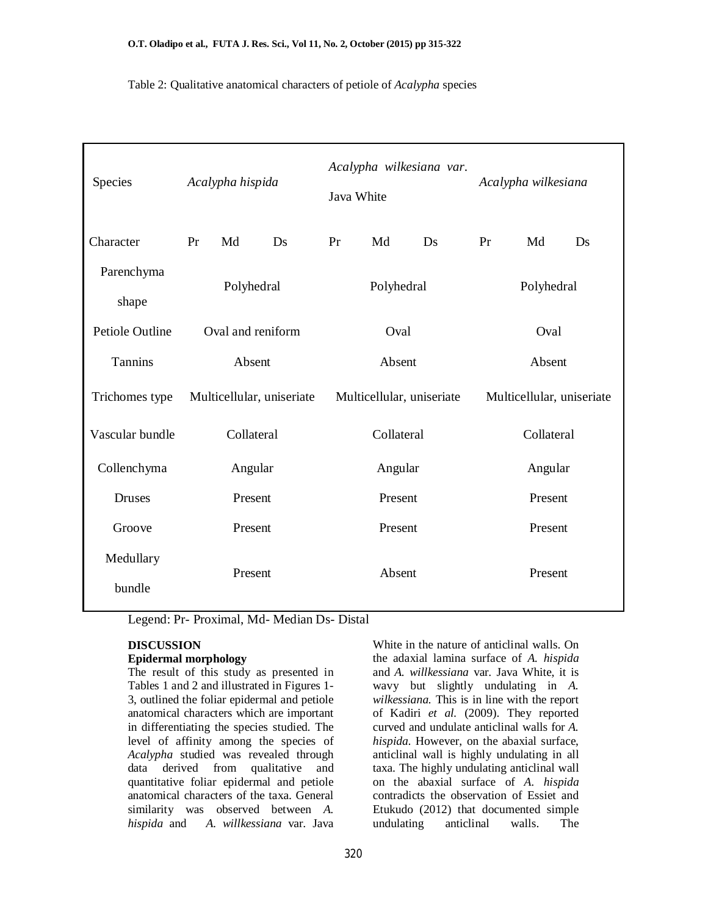Table 2: Qualitative anatomical characters of petiole of *Acalypha* species

| Species | *Acalypha hispida* | | | *Acalypha wilkesiana var.* Java White | | | *Acalypha wilkesiana* | | |
|---|---|---|---|---|---|---|---|---|---|
| Character | Pr | Md | Ds | Pr | Md | Ds | Pr | Md | Ds |
| Parenchyma shape | Polyhedral | | | Polyhedral | | | Polyhedral | | |
| Petiole Outline | Oval and reniform | | | Oval | | | Oval | | |
| Tannins | Absent | | | Absent | | | Absent | | |
| Trichomes type | Multicellular, uniseriate | | | Multicellular, uniseriate | | | Multicellular, uniseriate | | |
| Vascular bundle | Collateral | | | Collateral | | | Collateral | | |
| Collenchyma | Angular | | | Angular | | | Angular | | |
| Druses | Present | | | Present | | | Present | | |
| Groove | Present | | | Present | | | Present | | |
| Medullary bundle | Present | | | Absent | | | Present | | |

Legend: Pr- Proximal, Md- Median Ds- Distal

## DISCUSSION

### Epidermal morphology

The result of this study as presented in Tables 1 and 2 and illustrated in Figures 1-3, outlined the foliar epidermal and petiole anatomical characters which are important in differentiating the species studied. The level of affinity among the species of *Acalypha* studied was revealed through data derived from qualitative and quantitative foliar epidermal and petiole anatomical characters of the taxa. General similarity was observed between *A. hispida* and *A. willkessiana* var. Java White in the nature of anticlinal walls. On the adaxial lamina surface of *A. hispida* and *A. willkessiana* var. Java White, it is wavy but slightly undulating in *A. wilkessiana.* This is in line with the report of Kadiri *et al.* (2009). They reported curved and undulate anticlinal walls for *A. hispida.* However, on the abaxial surface, anticlinal wall is highly undulating in all taxa. The highly undulating anticlinal wall on the abaxial surface of *A. hispida* contradicts the observation of Essiet and Etukudo (2012) that documented simple undulating anticlinal walls. The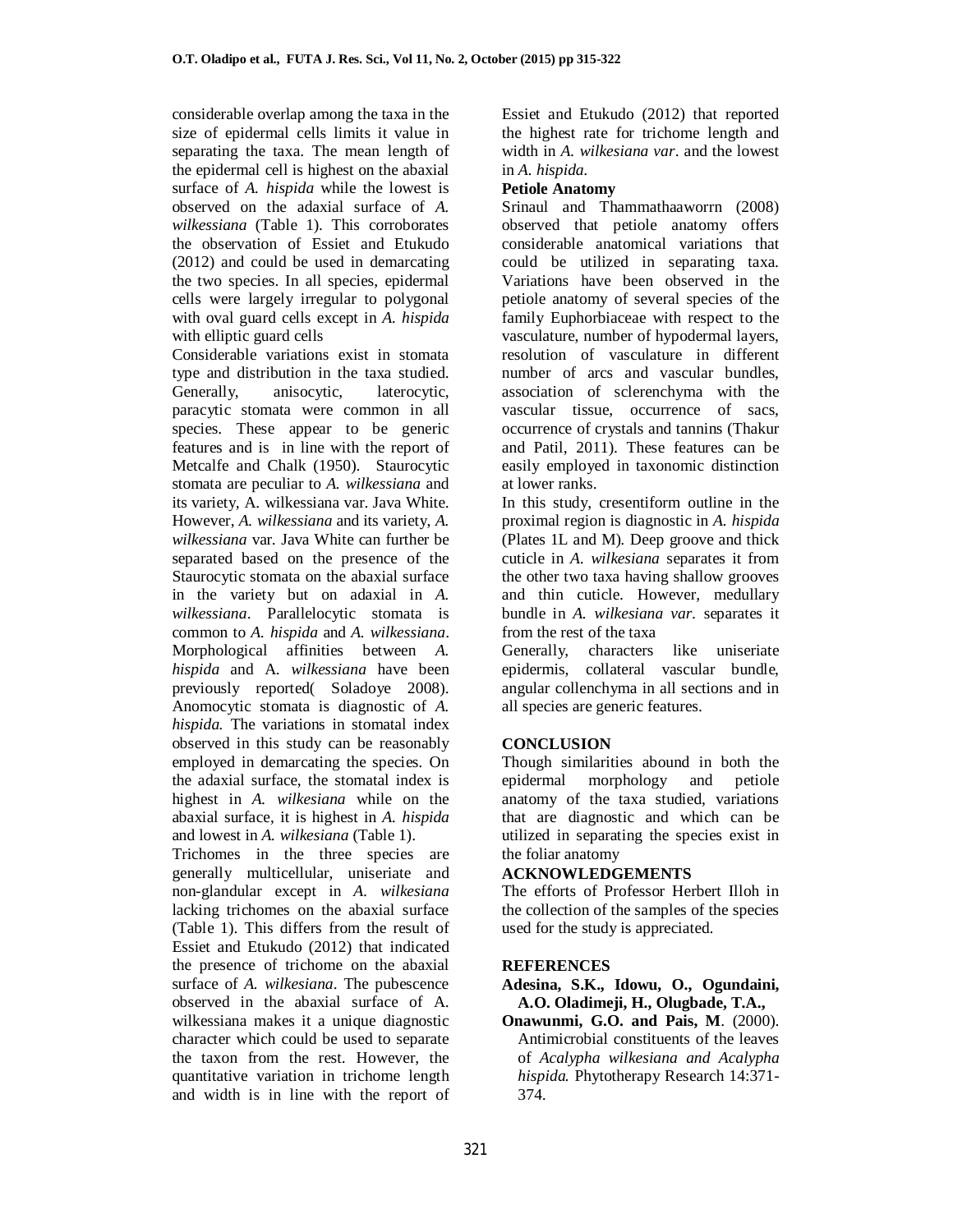considerable overlap among the taxa in the size of epidermal cells limits it value in separating the taxa. The mean length of the epidermal cell is highest on the abaxial surface of *A. hispida* while the lowest is observed on the adaxial surface of *A. wilkessiana* (Table 1). This corroborates the observation of Essiet and Etukudo (2012) and could be used in demarcating the two species. In all species, epidermal cells were largely irregular to polygonal with oval guard cells except in *A. hispida* with elliptic guard cells

Considerable variations exist in stomata type and distribution in the taxa studied. Generally, anisocytic, laterocytic, paracytic stomata were common in all species. These appear to be generic features and is in line with the report of Metcalfe and Chalk (1950). Staurocytic stomata are peculiar to *A. wilkessiana* and its variety, A. wilkessiana var. Java White. However, *A. wilkessiana* and its variety, *A. wilkessiana* var. Java White can further be separated based on the presence of the Staurocytic stomata on the abaxial surface in the variety but on adaxial in *A. wilkessiana*. Parallelocytic stomata is common to *A. hispida* and *A. wilkessiana*. Morphological affinities between *A. hispida* and A. *wilkessiana* have been previously reported( Soladoye 2008). Anomocytic stomata is diagnostic of *A. hispida.* The variations in stomatal index observed in this study can be reasonably employed in demarcating the species. On the adaxial surface, the stomatal index is highest in *A. wilkesiana* while on the abaxial surface, it is highest in *A. hispida* and lowest in *A. wilkesiana* (Table 1).

Trichomes in the three species are generally multicellular, uniseriate and non-glandular except in *A. wilkesiana* lacking trichomes on the abaxial surface (Table 1). This differs from the result of Essiet and Etukudo (2012) that indicated the presence of trichome on the abaxial surface of *A. wilkesiana*. The pubescence observed in the abaxial surface of A. wilkessiana makes it a unique diagnostic character which could be used to separate the taxon from the rest. However, the quantitative variation in trichome length and width is in line with the report of Essiet and Etukudo (2012) that reported the highest rate for trichome length and width in *A. wilkesiana var*. and the lowest in *A. hispida*.

**Petiole Anatomy**

Srinaul and Thammathaaworrn (2008) observed that petiole anatomy offers considerable anatomical variations that could be utilized in separating taxa. Variations have been observed in the petiole anatomy of several species of the family Euphorbiaceae with respect to the vasculature, number of hypodermal layers, resolution of vasculature in different number of arcs and vascular bundles, association of sclerenchyma with the vascular tissue, occurrence of sacs, occurrence of crystals and tannins (Thakur and Patil, 2011). These features can be easily employed in taxonomic distinction at lower ranks.

In this study, cresentiform outline in the proximal region is diagnostic in *A. hispida* (Plates 1L and M). Deep groove and thick cuticle in *A. wilkesiana* separates it from the other two taxa having shallow grooves and thin cuticle. However, medullary bundle in *A. wilkesiana var*. separates it from the rest of the taxa

Generally, characters like uniseriate epidermis, collateral vascular bundle, angular collenchyma in all sections and in all species are generic features.

## CONCLUSION

Though similarities abound in both the epidermal morphology and petiole anatomy of the taxa studied, variations that are diagnostic and which can be utilized in separating the species exist in the foliar anatomy

## ACKNOWLEDGEMENTS

The efforts of Professor Herbert Illoh in the collection of the samples of the species used for the study is appreciated.

## REFERENCES

**Adesina, S.K., Idowu, O., Ogundaini, A.O. Oladimeji, H., Olugbade, T.A., Onawunmi, G.O. and Pais, M**. (2000). Antimicrobial constituents of the leaves of *Acalypha wilkesiana and Acalypha hispida.* Phytotherapy Research 14:371-374.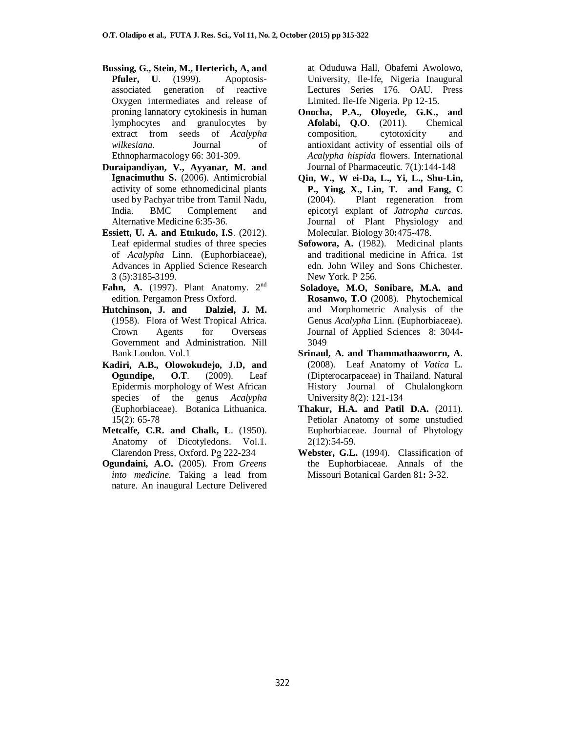**Bussing, G., Stein, M., Herterich, A, and Pfuler, U**. (1999). Apoptosis-associated generation of reactive Oxygen intermediates and release of proning lannatory cytokinesis in human lymphocytes and granulocytes by extract from seeds of *Acalypha wilkesiana*. Journal of Ethnopharmacology 66: 301-309.

**Duraipandiyan, V., Ayyanar, M. and Ignacimuthu S.** (2006). Antimicrobial activity of some ethnomedicinal plants used by Pachyar tribe from Tamil Nadu, India. BMC Complement and Alternative Medicine 6:35-36.

**Essiett, U. A. and Etukudo, I.S**. (2012). Leaf epidermal studies of three species of *Acalypha* Linn. (Euphorbiaceae), Advances in Applied Science Research 3 (5):3185-3199.

**Fahn, A.** (1997). Plant Anatomy. 2nd edition. Pergamon Press Oxford.

**Hutchinson, J. and Dalziel, J. M.** (1958). Flora of West Tropical Africa. Crown Agents for Overseas Government and Administration. Nill Bank London. Vol.1

**Kadiri, A.B., Olowokudejo, J.D, and Ogundipe, O.T**. (2009). Leaf Epidermis morphology of West African species of the genus *Acalypha* (Euphorbiaceae). Botanica Lithuanica. 15(2): 65-78

**Metcalfe, C.R. and Chalk, L**. (1950). Anatomy of Dicotyledons. Vol.1. Clarendon Press, Oxford. Pg 222-234

**Ogundaini, A.O.** (2005). From *Greens into medicine.* Taking a lead from nature. An inaugural Lecture Delivered at Oduduwa Hall, Obafemi Awolowo, University, Ile-Ife, Nigeria Inaugural Lectures Series 176. OAU. Press Limited. Ile-Ife Nigeria. Pp 12-15.

**Onocha, P.A., Oloyede, G.K., and Afolabi, Q.O**. (2011). Chemical composition, cytotoxicity and antioxidant activity of essential oils of *Acalypha hispida* flowers. International Journal of Pharmaceutic. 7(1):144-148

**Qin, W., W ei-Da, L., Yi, L., Shu-Lin, P., Ying, X., Lin, T. and Fang, C** (2004). Plant regeneration from epicotyl explant of *Jatropha curcas*. Journal of Plant Physiology and Molecular. Biology 30**:**475-478.

**Sofowora, A.** (1982). Medicinal plants and traditional medicine in Africa. 1st edn. John Wiley and Sons Chichester. New York. P 256.

**Soladoye, M.O, Sonibare, M.A. and Rosanwo, T.O** (2008). Phytochemical and Morphometric Analysis of the Genus *Acalypha* Linn. (Euphorbiaceae). Journal of Applied Sciences 8: 3044-3049

**Srinaul, A. and Thammathaaworrn, A**. (2008). Leaf Anatomy of *Vatica* L. (Dipterocarpaceae) in Thailand. Natural History Journal of Chulalongkorn University 8(2): 121-134

**Thakur, H.A. and Patil D.A.** (2011). Petiolar Anatomy of some unstudied Euphorbiaceae. Journal of Phytology 2(12):54-59.

**Webster, G.L.** (1994). Classification of the Euphorbiaceae. Annals of the Missouri Botanical Garden 81**:** 3-32.